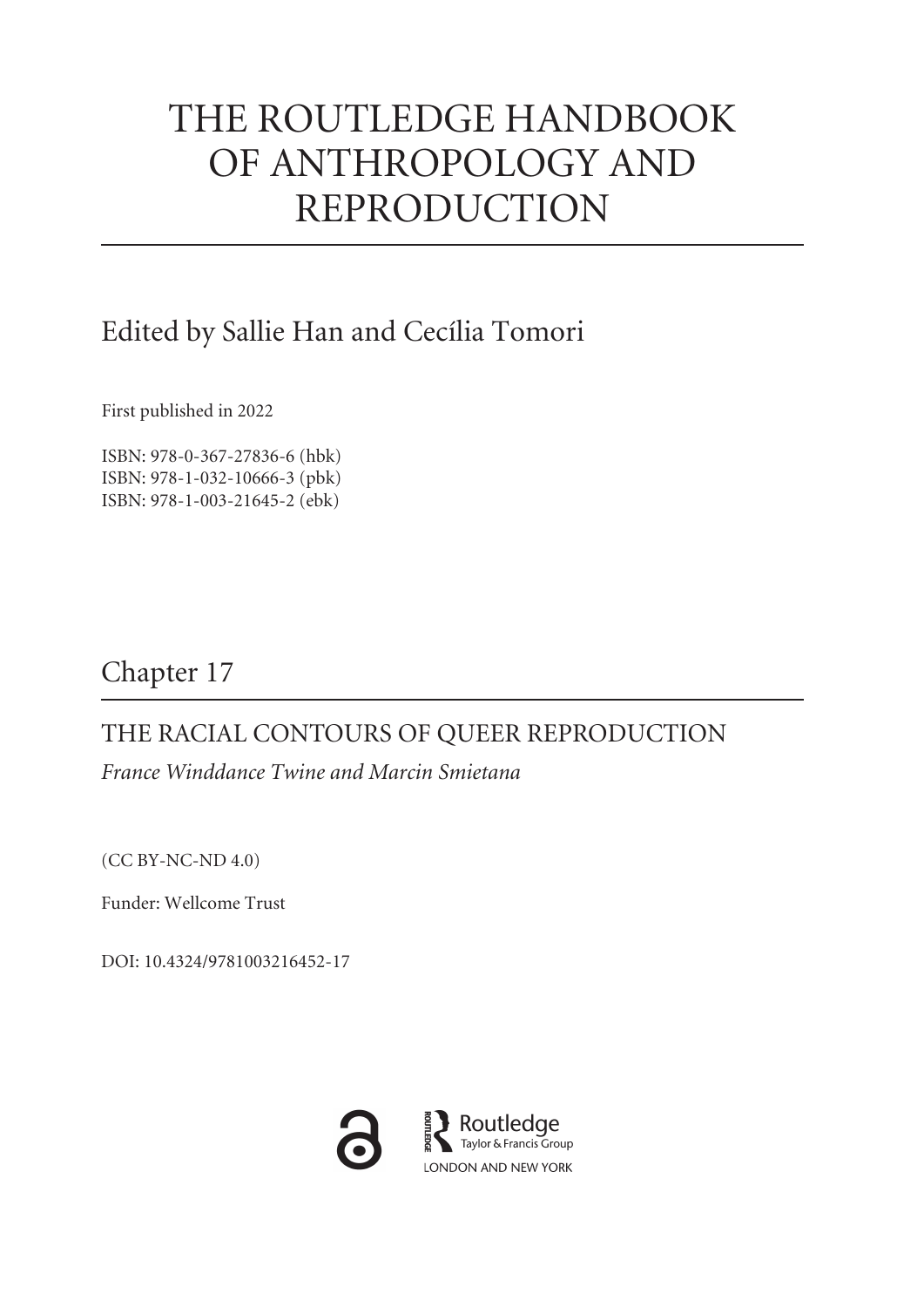# THE ROUTLEDGE HANDBOOK OF ANTHROPOLOGY AND REPRODUCTION

## Edited by Sallie Han and Cecília Tomori

First published in 2022

ISBN: 978-0-367-27836-6 (hbk)
ISBN: 978-1-032-10666-3 (pbk)
ISBN: 978-1-003-21645-2 (ebk)

## Chapter 17

### THE RACIAL CONTOURS OF QUEER REPRODUCTION

*France Winddance Twine and Marcin Smietana*

(CC BY-NC-ND 4.0)

Funder: Wellcome Trust

DOI: 10.4324/9781003216452-17

Routledge
Taylor & Francis Group
LONDON AND NEW YORK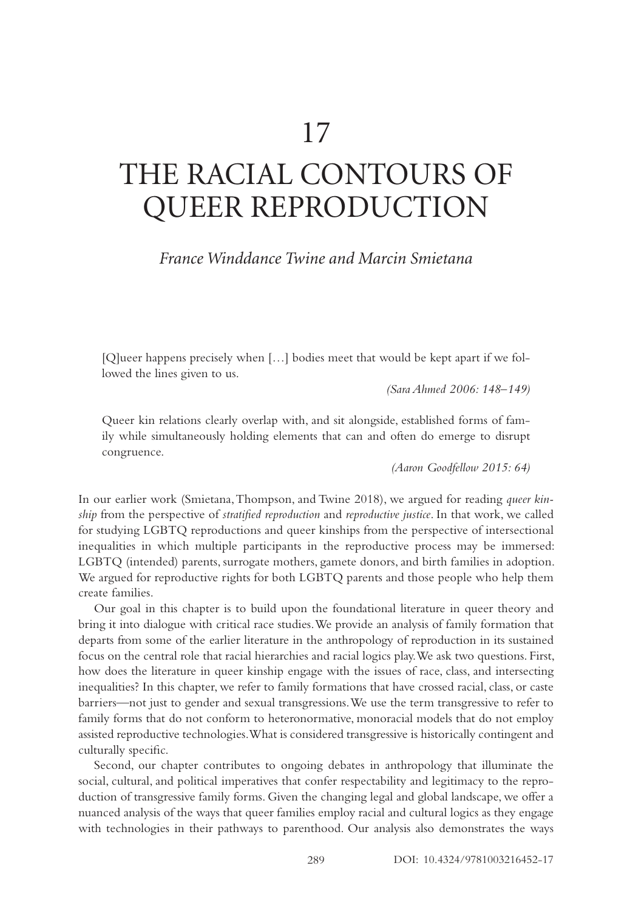# 17

# THE RACIAL CONTOURS OF QUEER REPRODUCTION

*France Winddance Twine and Marcin Smietana*

> [Q]ueer happens precisely when […] bodies meet that would be kept apart if we followed the lines given to us.
>
> *(Sara Ahmed 2006: 148–149)*

> Queer kin relations clearly overlap with, and sit alongside, established forms of family while simultaneously holding elements that can and often do emerge to disrupt congruence.
>
> *(Aaron Goodfellow 2015: 64)*

In our earlier work (Smietana, Thompson, and Twine 2018), we argued for reading *queer kinship* from the perspective of *stratified reproduction* and *reproductive justice*. In that work, we called for studying LGBTQ reproductions and queer kinships from the perspective of intersectional inequalities in which multiple participants in the reproductive process may be immersed: LGBTQ (intended) parents, surrogate mothers, gamete donors, and birth families in adoption. We argued for reproductive rights for both LGBTQ parents and those people who help them create families.

Our goal in this chapter is to build upon the foundational literature in queer theory and bring it into dialogue with critical race studies. We provide an analysis of family formation that departs from some of the earlier literature in the anthropology of reproduction in its sustained focus on the central role that racial hierarchies and racial logics play. We ask two questions. First, how does the literature in queer kinship engage with the issues of race, class, and intersecting inequalities? In this chapter, we refer to family formations that have crossed racial, class, or caste barriers—not just to gender and sexual transgressions. We use the term transgressive to refer to family forms that do not conform to heteronormative, monoracial models that do not employ assisted reproductive technologies. What is considered transgressive is historically contingent and culturally specific.

Second, our chapter contributes to ongoing debates in anthropology that illuminate the social, cultural, and political imperatives that confer respectability and legitimacy to the reproduction of transgressive family forms. Given the changing legal and global landscape, we offer a nuanced analysis of the ways that queer families employ racial and cultural logics as they engage with technologies in their pathways to parenthood. Our analysis also demonstrates the ways

DOI: 10.4324/9781003216452-17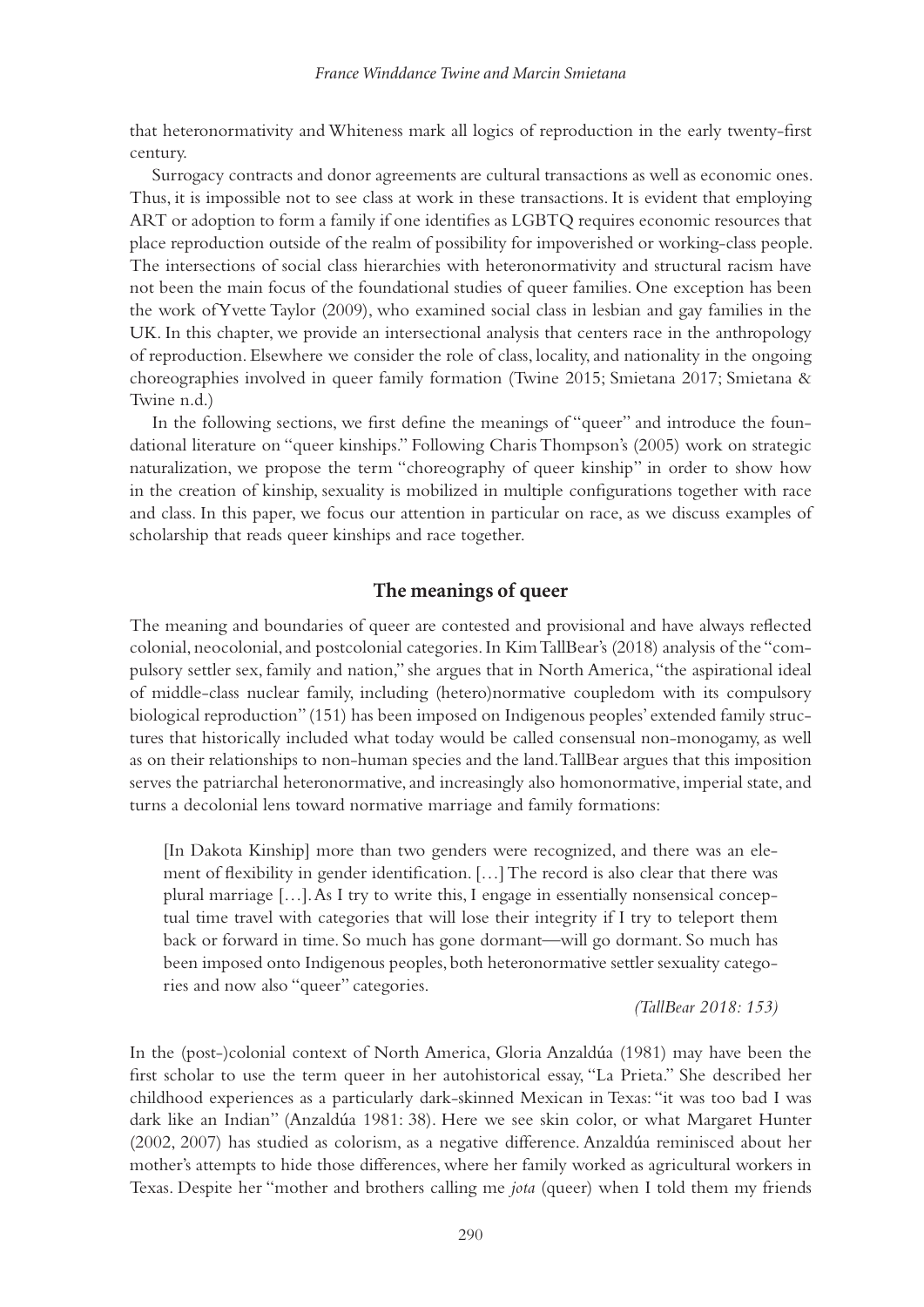that heteronormativity and Whiteness mark all logics of reproduction in the early twenty-first century.

Surrogacy contracts and donor agreements are cultural transactions as well as economic ones. Thus, it is impossible not to see class at work in these transactions. It is evident that employing ART or adoption to form a family if one identifies as LGBTQ requires economic resources that place reproduction outside of the realm of possibility for impoverished or working-class people. The intersections of social class hierarchies with heteronormativity and structural racism have not been the main focus of the foundational studies of queer families. One exception has been the work of Yvette Taylor (2009), who examined social class in lesbian and gay families in the UK. In this chapter, we provide an intersectional analysis that centers race in the anthropology of reproduction. Elsewhere we consider the role of class, locality, and nationality in the ongoing choreographies involved in queer family formation (Twine 2015; Smietana 2017; Smietana & Twine n.d.)

In the following sections, we first define the meanings of "queer" and introduce the foundational literature on "queer kinships." Following Charis Thompson's (2005) work on strategic naturalization, we propose the term "choreography of queer kinship" in order to show how in the creation of kinship, sexuality is mobilized in multiple configurations together with race and class. In this paper, we focus our attention in particular on race, as we discuss examples of scholarship that reads queer kinships and race together.

## The meanings of queer

The meaning and boundaries of queer are contested and provisional and have always reflected colonial, neocolonial, and postcolonial categories. In Kim TallBear's (2018) analysis of the "compulsory settler sex, family and nation," she argues that in North America, "the aspirational ideal of middle-class nuclear family, including (hetero)normative coupledom with its compulsory biological reproduction" (151) has been imposed on Indigenous peoples' extended family structures that historically included what today would be called consensual non-monogamy, as well as on their relationships to non-human species and the land. TallBear argues that this imposition serves the patriarchal heteronormative, and increasingly also homonormative, imperial state, and turns a decolonial lens toward normative marriage and family formations:

> [In Dakota Kinship] more than two genders were recognized, and there was an element of flexibility in gender identification. […] The record is also clear that there was plural marriage […]. As I try to write this, I engage in essentially nonsensical conceptual time travel with categories that will lose their integrity if I try to teleport them back or forward in time. So much has gone dormant—will go dormant. So much has been imposed onto Indigenous peoples, both heteronormative settler sexuality categories and now also "queer" categories.
>
> *(TallBear 2018: 153)*

In the (post-)colonial context of North America, Gloria Anzaldúa (1981) may have been the first scholar to use the term queer in her autohistorical essay, "La Prieta." She described her childhood experiences as a particularly dark-skinned Mexican in Texas: "it was too bad I was dark like an Indian" (Anzaldúa 1981: 38). Here we see skin color, or what Margaret Hunter (2002, 2007) has studied as colorism, as a negative difference. Anzaldúa reminisced about her mother's attempts to hide those differences, where her family worked as agricultural workers in Texas. Despite her "mother and brothers calling me *jota* (queer) when I told them my friends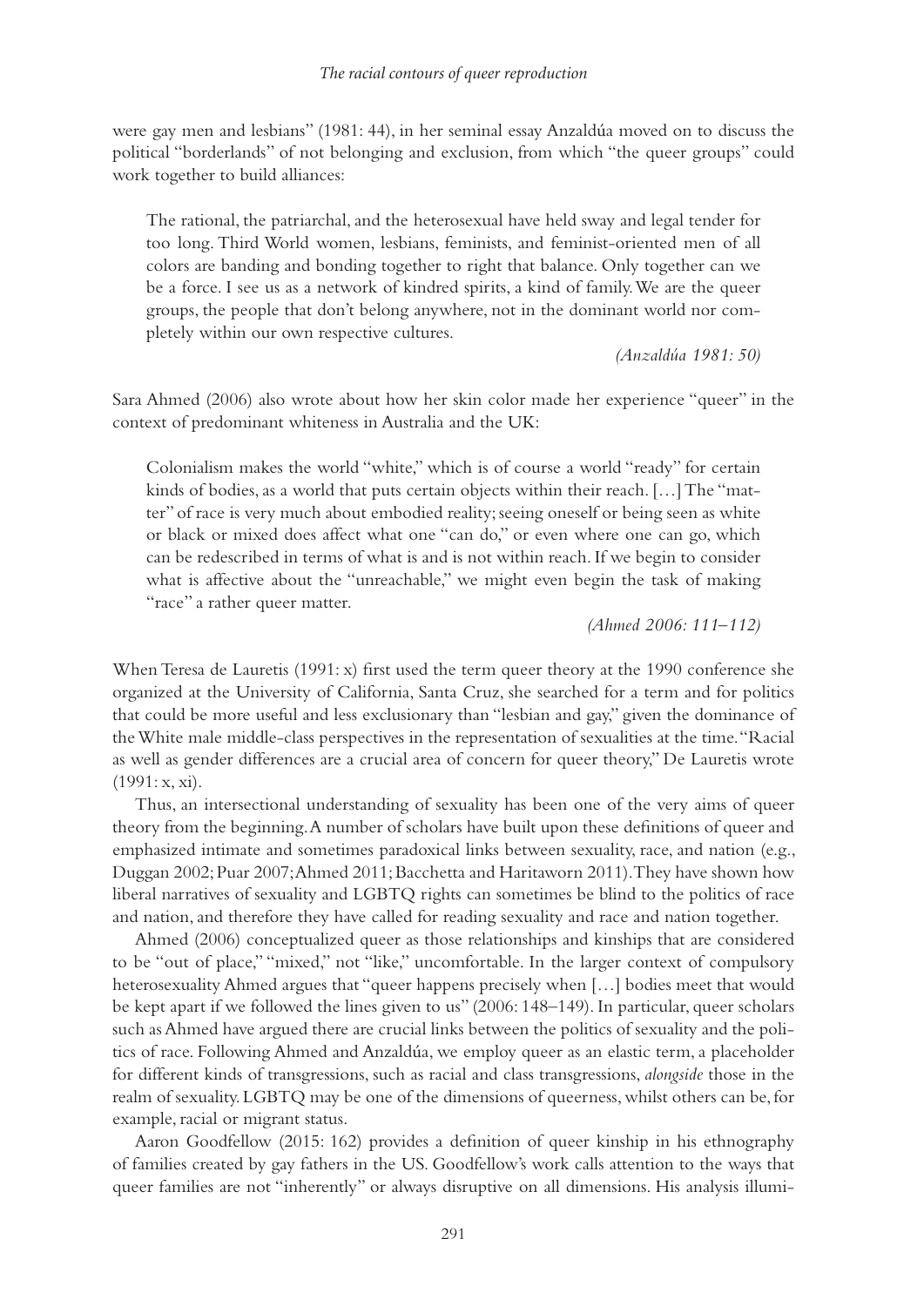were gay men and lesbians" (1981: 44), in her seminal essay Anzaldúa moved on to discuss the political "borderlands" of not belonging and exclusion, from which "the queer groups" could work together to build alliances:

> The rational, the patriarchal, and the heterosexual have held sway and legal tender for too long. Third World women, lesbians, feminists, and feminist-oriented men of all colors are banding and bonding together to right that balance. Only together can we be a force. I see us as a network of kindred spirits, a kind of family. We are the queer groups, the people that don't belong anywhere, not in the dominant world nor completely within our own respective cultures.
>
> *(Anzaldúa 1981: 50)*

Sara Ahmed (2006) also wrote about how her skin color made her experience "queer" in the context of predominant whiteness in Australia and the UK:

> Colonialism makes the world "white," which is of course a world "ready" for certain kinds of bodies, as a world that puts certain objects within their reach. [...] The "matter" of race is very much about embodied reality; seeing oneself or being seen as white or black or mixed does affect what one "can do," or even where one can go, which can be redescribed in terms of what is and is not within reach. If we begin to consider what is affective about the "unreachable," we might even begin the task of making "race" a rather queer matter.
>
> *(Ahmed 2006: 111–112)*

When Teresa de Lauretis (1991: x) first used the term queer theory at the 1990 conference she organized at the University of California, Santa Cruz, she searched for a term and for politics that could be more useful and less exclusionary than "lesbian and gay," given the dominance of the White male middle-class perspectives in the representation of sexualities at the time. "Racial as well as gender differences are a crucial area of concern for queer theory," De Lauretis wrote (1991: x, xi).

Thus, an intersectional understanding of sexuality has been one of the very aims of queer theory from the beginning. A number of scholars have built upon these definitions of queer and emphasized intimate and sometimes paradoxical links between sexuality, race, and nation (e.g., Duggan 2002; Puar 2007; Ahmed 2011; Bacchetta and Haritaworn 2011). They have shown how liberal narratives of sexuality and LGBTQ rights can sometimes be blind to the politics of race and nation, and therefore they have called for reading sexuality and race and nation together.

Ahmed (2006) conceptualized queer as those relationships and kinships that are considered to be "out of place," "mixed," not "like," uncomfortable. In the larger context of compulsory heterosexuality Ahmed argues that "queer happens precisely when [...] bodies meet that would be kept apart if we followed the lines given to us" (2006: 148–149). In particular, queer scholars such as Ahmed have argued there are crucial links between the politics of sexuality and the politics of race. Following Ahmed and Anzaldúa, we employ queer as an elastic term, a placeholder for different kinds of transgressions, such as racial and class transgressions, *alongside* those in the realm of sexuality. LGBTQ may be one of the dimensions of queerness, whilst others can be, for example, racial or migrant status.

Aaron Goodfellow (2015: 162) provides a definition of queer kinship in his ethnography of families created by gay fathers in the US. Goodfellow's work calls attention to the ways that queer families are not "inherently" or always disruptive on all dimensions. His analysis illumi-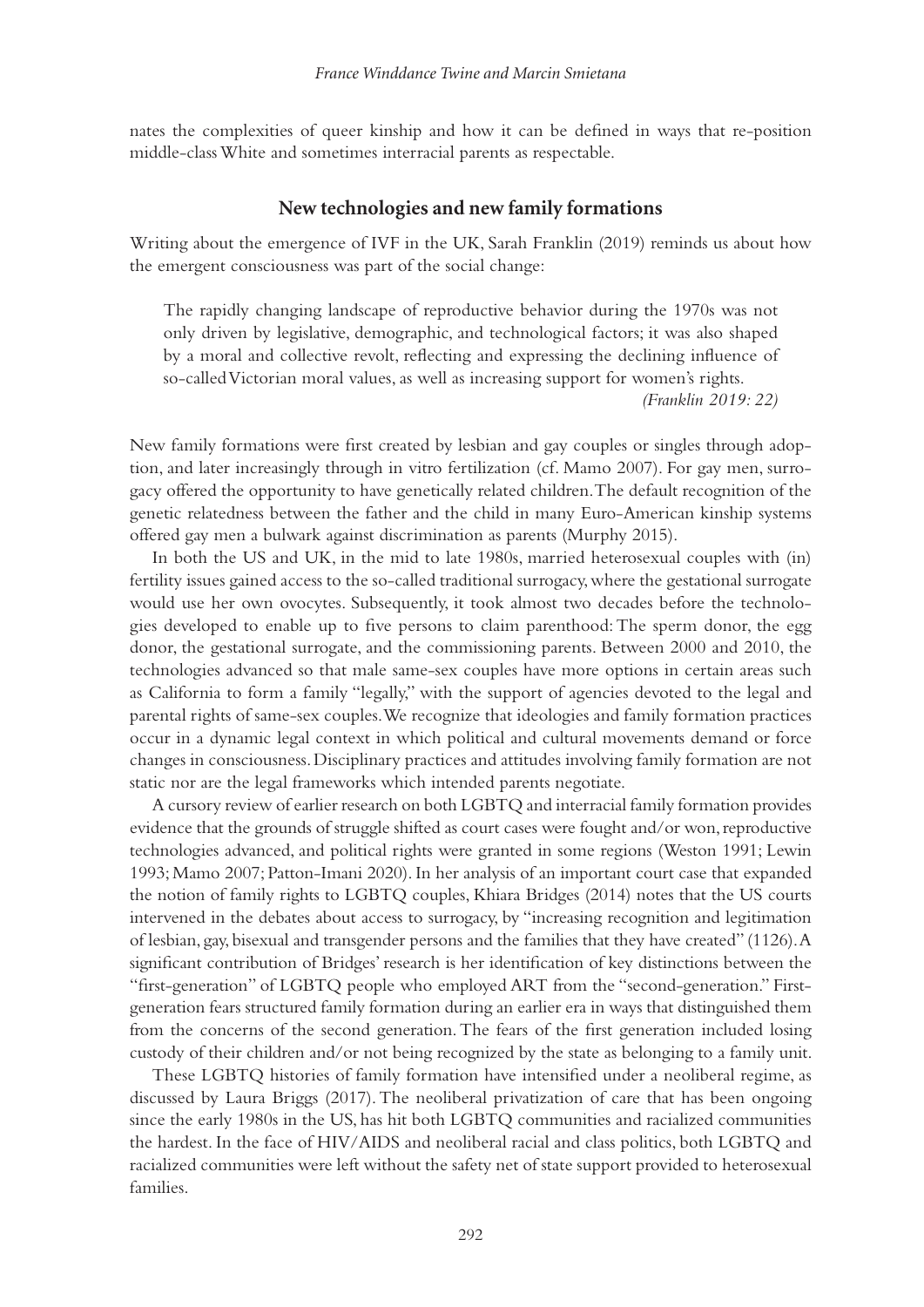nates the complexities of queer kinship and how it can be defined in ways that re-position middle-class White and sometimes interracial parents as respectable.

## New technologies and new family formations

Writing about the emergence of IVF in the UK, Sarah Franklin (2019) reminds us about how the emergent consciousness was part of the social change:

> The rapidly changing landscape of reproductive behavior during the 1970s was not only driven by legislative, demographic, and technological factors; it was also shaped by a moral and collective revolt, reflecting and expressing the declining influence of so-called Victorian moral values, as well as increasing support for women's rights.
>
> *(Franklin 2019: 22)*

New family formations were first created by lesbian and gay couples or singles through adoption, and later increasingly through in vitro fertilization (cf. Mamo 2007). For gay men, surrogacy offered the opportunity to have genetically related children. The default recognition of the genetic relatedness between the father and the child in many Euro-American kinship systems offered gay men a bulwark against discrimination as parents (Murphy 2015).

In both the US and UK, in the mid to late 1980s, married heterosexual couples with (in) fertility issues gained access to the so-called traditional surrogacy, where the gestational surrogate would use her own ovocytes. Subsequently, it took almost two decades before the technologies developed to enable up to five persons to claim parenthood: The sperm donor, the egg donor, the gestational surrogate, and the commissioning parents. Between 2000 and 2010, the technologies advanced so that male same-sex couples have more options in certain areas such as California to form a family "legally," with the support of agencies devoted to the legal and parental rights of same-sex couples. We recognize that ideologies and family formation practices occur in a dynamic legal context in which political and cultural movements demand or force changes in consciousness. Disciplinary practices and attitudes involving family formation are not static nor are the legal frameworks which intended parents negotiate.

A cursory review of earlier research on both LGBTQ and interracial family formation provides evidence that the grounds of struggle shifted as court cases were fought and/or won, reproductive technologies advanced, and political rights were granted in some regions (Weston 1991; Lewin 1993; Mamo 2007; Patton-Imani 2020). In her analysis of an important court case that expanded the notion of family rights to LGBTQ couples, Khiara Bridges (2014) notes that the US courts intervened in the debates about access to surrogacy, by "increasing recognition and legitimation of lesbian, gay, bisexual and transgender persons and the families that they have created" (1126). A significant contribution of Bridges' research is her identification of key distinctions between the "first-generation" of LGBTQ people who employed ART from the "second-generation." First-generation fears structured family formation during an earlier era in ways that distinguished them from the concerns of the second generation. The fears of the first generation included losing custody of their children and/or not being recognized by the state as belonging to a family unit.

These LGBTQ histories of family formation have intensified under a neoliberal regime, as discussed by Laura Briggs (2017). The neoliberal privatization of care that has been ongoing since the early 1980s in the US, has hit both LGBTQ communities and racialized communities the hardest. In the face of HIV/AIDS and neoliberal racial and class politics, both LGBTQ and racialized communities were left without the safety net of state support provided to heterosexual families.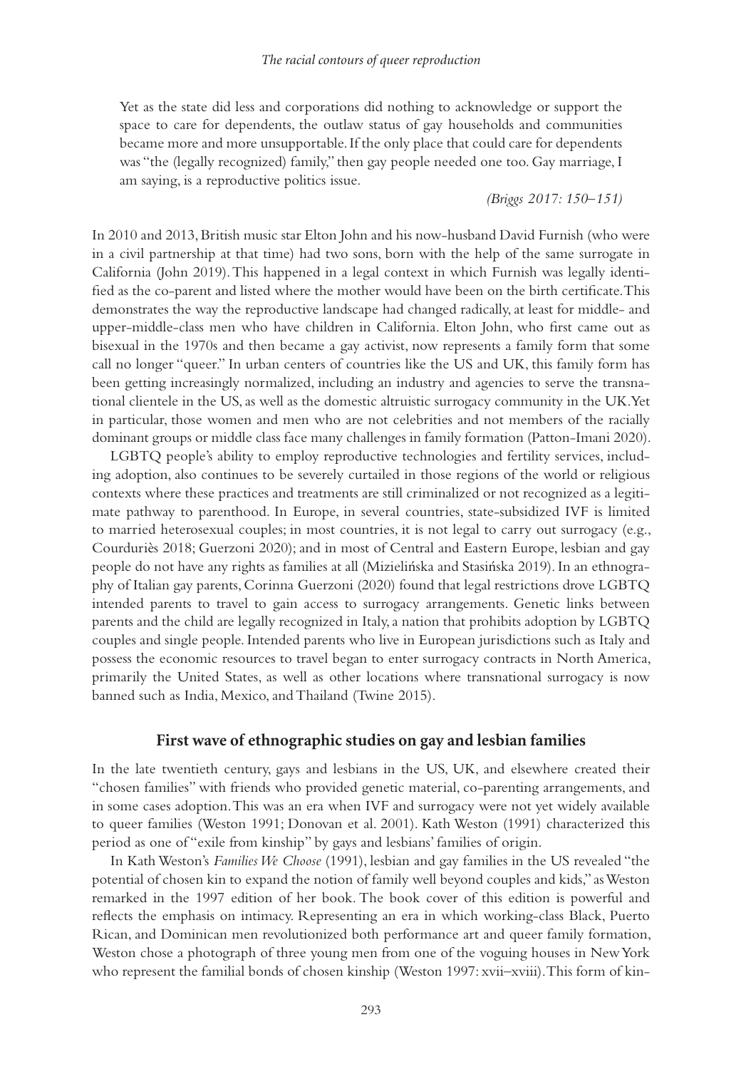> Yet as the state did less and corporations did nothing to acknowledge or support the space to care for dependents, the outlaw status of gay households and communities became more and more unsupportable. If the only place that could care for dependents was "the (legally recognized) family," then gay people needed one too. Gay marriage, I am saying, is a reproductive politics issue.
>
> *(Briggs 2017: 150–151)*

In 2010 and 2013, British music star Elton John and his now-husband David Furnish (who were in a civil partnership at that time) had two sons, born with the help of the same surrogate in California (John 2019). This happened in a legal context in which Furnish was legally identified as the co-parent and listed where the mother would have been on the birth certificate. This demonstrates the way the reproductive landscape had changed radically, at least for middle- and upper-middle-class men who have children in California. Elton John, who first came out as bisexual in the 1970s and then became a gay activist, now represents a family form that some call no longer "queer." In urban centers of countries like the US and UK, this family form has been getting increasingly normalized, including an industry and agencies to serve the transnational clientele in the US, as well as the domestic altruistic surrogacy community in the UK. Yet in particular, those women and men who are not celebrities and not members of the racially dominant groups or middle class face many challenges in family formation (Patton-Imani 2020).

LGBTQ people's ability to employ reproductive technologies and fertility services, including adoption, also continues to be severely curtailed in those regions of the world or religious contexts where these practices and treatments are still criminalized or not recognized as a legitimate pathway to parenthood. In Europe, in several countries, state-subsidized IVF is limited to married heterosexual couples; in most countries, it is not legal to carry out surrogacy (e.g., Courduriès 2018; Guerzoni 2020); and in most of Central and Eastern Europe, lesbian and gay people do not have any rights as families at all (Mizielińska and Stasińska 2019). In an ethnography of Italian gay parents, Corinna Guerzoni (2020) found that legal restrictions drove LGBTQ intended parents to travel to gain access to surrogacy arrangements. Genetic links between parents and the child are legally recognized in Italy, a nation that prohibits adoption by LGBTQ couples and single people. Intended parents who live in European jurisdictions such as Italy and possess the economic resources to travel began to enter surrogacy contracts in North America, primarily the United States, as well as other locations where transnational surrogacy is now banned such as India, Mexico, and Thailand (Twine 2015).

## First wave of ethnographic studies on gay and lesbian families

In the late twentieth century, gays and lesbians in the US, UK, and elsewhere created their "chosen families" with friends who provided genetic material, co-parenting arrangements, and in some cases adoption. This was an era when IVF and surrogacy were not yet widely available to queer families (Weston 1991; Donovan et al. 2001). Kath Weston (1991) characterized this period as one of "exile from kinship" by gays and lesbians' families of origin.

In Kath Weston's *Families We Choose* (1991), lesbian and gay families in the US revealed "the potential of chosen kin to expand the notion of family well beyond couples and kids," as Weston remarked in the 1997 edition of her book. The book cover of this edition is powerful and reflects the emphasis on intimacy. Representing an era in which working-class Black, Puerto Rican, and Dominican men revolutionized both performance art and queer family formation, Weston chose a photograph of three young men from one of the voguing houses in New York who represent the familial bonds of chosen kinship (Weston 1997: xvii–xviii). This form of kin-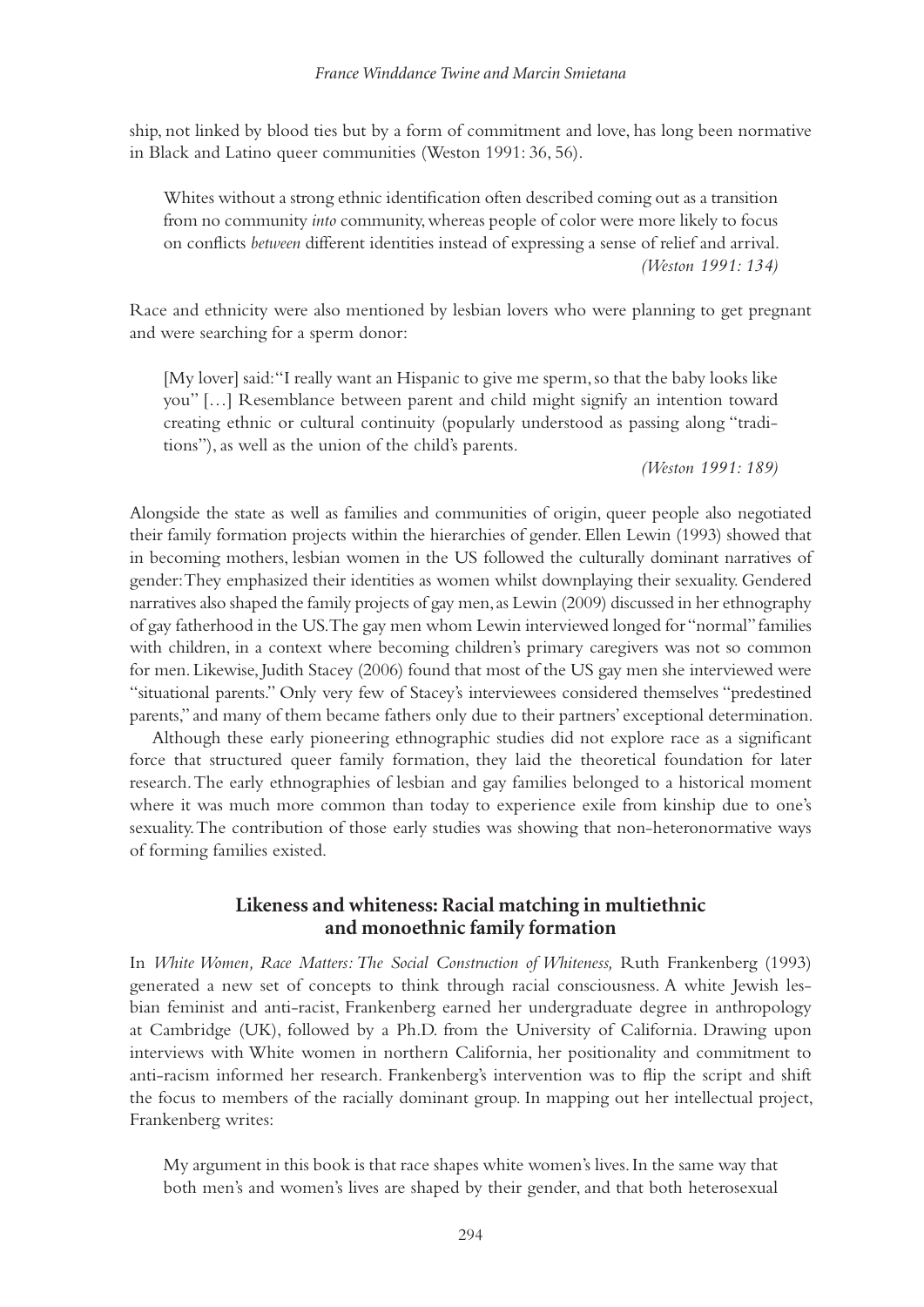ship, not linked by blood ties but by a form of commitment and love, has long been normative in Black and Latino queer communities (Weston 1991: 36, 56).

> Whites without a strong ethnic identification often described coming out as a transition from no community *into* community, whereas people of color were more likely to focus on conflicts *between* different identities instead of expressing a sense of relief and arrival.
> *(Weston 1991: 134)*

Race and ethnicity were also mentioned by lesbian lovers who were planning to get pregnant and were searching for a sperm donor:

> [My lover] said: "I really want an Hispanic to give me sperm, so that the baby looks like you" […] Resemblance between parent and child might signify an intention toward creating ethnic or cultural continuity (popularly understood as passing along "traditions"), as well as the union of the child's parents.
> *(Weston 1991: 189)*

Alongside the state as well as families and communities of origin, queer people also negotiated their family formation projects within the hierarchies of gender. Ellen Lewin (1993) showed that in becoming mothers, lesbian women in the US followed the culturally dominant narratives of gender: They emphasized their identities as women whilst downplaying their sexuality. Gendered narratives also shaped the family projects of gay men, as Lewin (2009) discussed in her ethnography of gay fatherhood in the US. The gay men whom Lewin interviewed longed for "normal" families with children, in a context where becoming children's primary caregivers was not so common for men. Likewise, Judith Stacey (2006) found that most of the US gay men she interviewed were "situational parents." Only very few of Stacey's interviewees considered themselves "predestined parents," and many of them became fathers only due to their partners' exceptional determination.

Although these early pioneering ethnographic studies did not explore race as a significant force that structured queer family formation, they laid the theoretical foundation for later research. The early ethnographies of lesbian and gay families belonged to a historical moment where it was much more common than today to experience exile from kinship due to one's sexuality. The contribution of those early studies was showing that non-heteronormative ways of forming families existed.

## Likeness and whiteness: Racial matching in multiethnic and monoethnic family formation

In *White Women, Race Matters: The Social Construction of Whiteness,* Ruth Frankenberg (1993) generated a new set of concepts to think through racial consciousness. A white Jewish lesbian feminist and anti-racist, Frankenberg earned her undergraduate degree in anthropology at Cambridge (UK), followed by a Ph.D. from the University of California. Drawing upon interviews with White women in northern California, her positionality and commitment to anti-racism informed her research. Frankenberg's intervention was to flip the script and shift the focus to members of the racially dominant group. In mapping out her intellectual project, Frankenberg writes:

> My argument in this book is that race shapes white women's lives. In the same way that both men's and women's lives are shaped by their gender, and that both heterosexual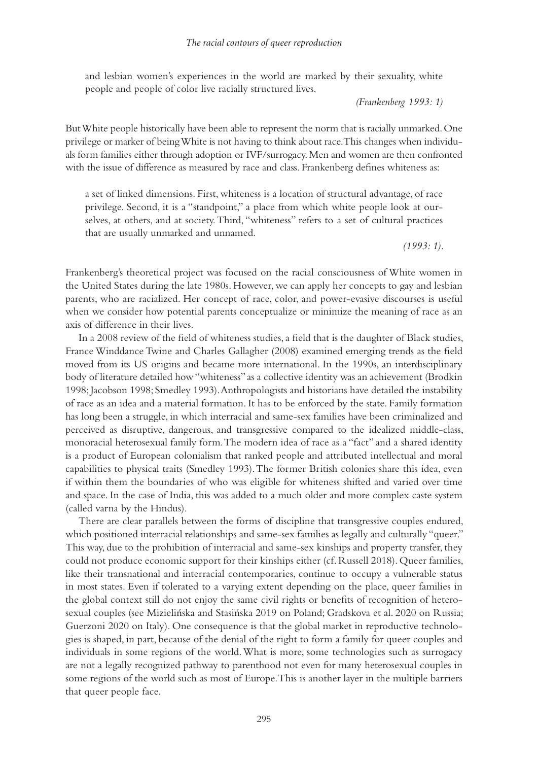> and lesbian women's experiences in the world are marked by their sexuality, white people and people of color live racially structured lives.
>
> *(Frankenberg 1993: 1)*

But White people historically have been able to represent the norm that is racially unmarked. One privilege or marker of being White is not having to think about race. This changes when individuals form families either through adoption or IVF/surrogacy. Men and women are then confronted with the issue of difference as measured by race and class. Frankenberg defines whiteness as:

> a set of linked dimensions. First, whiteness is a location of structural advantage, of race privilege. Second, it is a "standpoint," a place from which white people look at ourselves, at others, and at society. Third, "whiteness" refers to a set of cultural practices that are usually unmarked and unnamed.
>
> *(1993: 1).*

Frankenberg's theoretical project was focused on the racial consciousness of White women in the United States during the late 1980s. However, we can apply her concepts to gay and lesbian parents, who are racialized. Her concept of race, color, and power-evasive discourses is useful when we consider how potential parents conceptualize or minimize the meaning of race as an axis of difference in their lives.

In a 2008 review of the field of whiteness studies, a field that is the daughter of Black studies, France Winddance Twine and Charles Gallagher (2008) examined emerging trends as the field moved from its US origins and became more international. In the 1990s, an interdisciplinary body of literature detailed how "whiteness" as a collective identity was an achievement (Brodkin 1998; Jacobson 1998; Smedley 1993). Anthropologists and historians have detailed the instability of race as an idea and a material formation. It has to be enforced by the state. Family formation has long been a struggle, in which interracial and same-sex families have been criminalized and perceived as disruptive, dangerous, and transgressive compared to the idealized middle-class, monoracial heterosexual family form. The modern idea of race as a "fact" and a shared identity is a product of European colonialism that ranked people and attributed intellectual and moral capabilities to physical traits (Smedley 1993). The former British colonies share this idea, even if within them the boundaries of who was eligible for whiteness shifted and varied over time and space. In the case of India, this was added to a much older and more complex caste system (called varna by the Hindus).

There are clear parallels between the forms of discipline that transgressive couples endured, which positioned interracial relationships and same-sex families as legally and culturally "queer." This way, due to the prohibition of interracial and same-sex kinships and property transfer, they could not produce economic support for their kinships either (cf. Russell 2018). Queer families, like their transnational and interracial contemporaries, continue to occupy a vulnerable status in most states. Even if tolerated to a varying extent depending on the place, queer families in the global context still do not enjoy the same civil rights or benefits of recognition of heterosexual couples (see Mizielińska and Stasińska 2019 on Poland; Gradskova et al. 2020 on Russia; Guerzoni 2020 on Italy). One consequence is that the global market in reproductive technologies is shaped, in part, because of the denial of the right to form a family for queer couples and individuals in some regions of the world. What is more, some technologies such as surrogacy are not a legally recognized pathway to parenthood not even for many heterosexual couples in some regions of the world such as most of Europe. This is another layer in the multiple barriers that queer people face.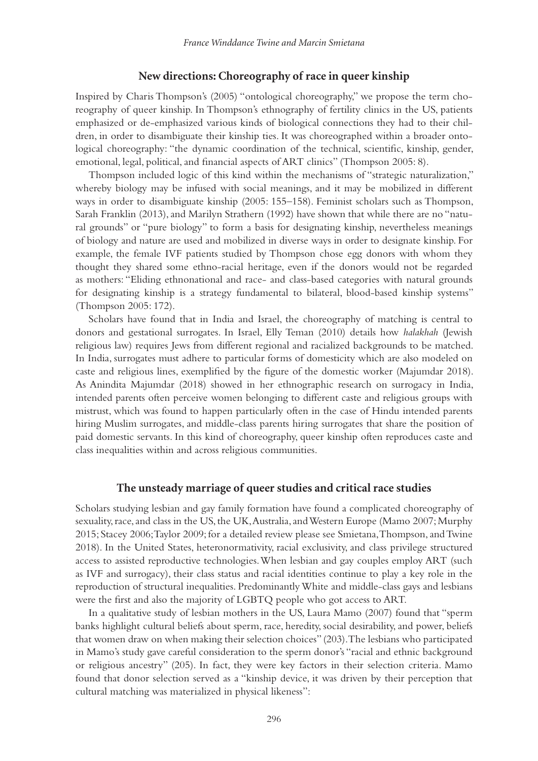## New directions: Choreography of race in queer kinship

Inspired by Charis Thompson's (2005) "ontological choreography," we propose the term choreography of queer kinship. In Thompson's ethnography of fertility clinics in the US, patients emphasized or de-emphasized various kinds of biological connections they had to their children, in order to disambiguate their kinship ties. It was choreographed within a broader ontological choreography: "the dynamic coordination of the technical, scientific, kinship, gender, emotional, legal, political, and financial aspects of ART clinics" (Thompson 2005: 8).

Thompson included logic of this kind within the mechanisms of "strategic naturalization," whereby biology may be infused with social meanings, and it may be mobilized in different ways in order to disambiguate kinship (2005: 155–158). Feminist scholars such as Thompson, Sarah Franklin (2013), and Marilyn Strathern (1992) have shown that while there are no "natural grounds" or "pure biology" to form a basis for designating kinship, nevertheless meanings of biology and nature are used and mobilized in diverse ways in order to designate kinship. For example, the female IVF patients studied by Thompson chose egg donors with whom they thought they shared some ethno-racial heritage, even if the donors would not be regarded as mothers: "Eliding ethnonational and race- and class-based categories with natural grounds for designating kinship is a strategy fundamental to bilateral, blood-based kinship systems" (Thompson 2005: 172).

Scholars have found that in India and Israel, the choreography of matching is central to donors and gestational surrogates. In Israel, Elly Teman (2010) details how *halakhah* (Jewish religious law) requires Jews from different regional and racialized backgrounds to be matched. In India, surrogates must adhere to particular forms of domesticity which are also modeled on caste and religious lines, exemplified by the figure of the domestic worker (Majumdar 2018). As Anindita Majumdar (2018) showed in her ethnographic research on surrogacy in India, intended parents often perceive women belonging to different caste and religious groups with mistrust, which was found to happen particularly often in the case of Hindu intended parents hiring Muslim surrogates, and middle-class parents hiring surrogates that share the position of paid domestic servants. In this kind of choreography, queer kinship often reproduces caste and class inequalities within and across religious communities.

## The unsteady marriage of queer studies and critical race studies

Scholars studying lesbian and gay family formation have found a complicated choreography of sexuality, race, and class in the US, the UK, Australia, and Western Europe (Mamo 2007; Murphy 2015; Stacey 2006; Taylor 2009; for a detailed review please see Smietana, Thompson, and Twine 2018). In the United States, heteronormativity, racial exclusivity, and class privilege structured access to assisted reproductive technologies. When lesbian and gay couples employ ART (such as IVF and surrogacy), their class status and racial identities continue to play a key role in the reproduction of structural inequalities. Predominantly White and middle-class gays and lesbians were the first and also the majority of LGBTQ people who got access to ART.

In a qualitative study of lesbian mothers in the US, Laura Mamo (2007) found that "sperm banks highlight cultural beliefs about sperm, race, heredity, social desirability, and power, beliefs that women draw on when making their selection choices" (203). The lesbians who participated in Mamo's study gave careful consideration to the sperm donor's "racial and ethnic background or religious ancestry" (205). In fact, they were key factors in their selection criteria. Mamo found that donor selection served as a "kinship device, it was driven by their perception that cultural matching was materialized in physical likeness":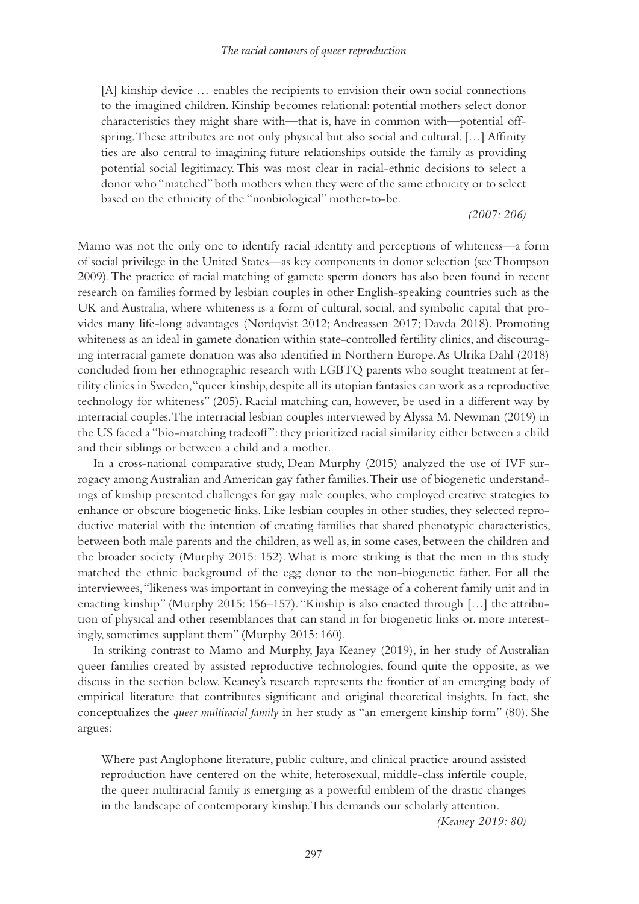> [A] kinship device … enables the recipients to envision their own social connections to the imagined children. Kinship becomes relational: potential mothers select donor characteristics they might share with—that is, have in common with—potential offspring. These attributes are not only physical but also social and cultural. […] Affinity ties are also central to imagining future relationships outside the family as providing potential social legitimacy. This was most clear in racial-ethnic decisions to select a donor who "matched" both mothers when they were of the same ethnicity or to select based on the ethnicity of the "nonbiological" mother-to-be.
>
> *(2007: 206)*

Mamo was not the only one to identify racial identity and perceptions of whiteness—a form of social privilege in the United States—as key components in donor selection (see Thompson 2009). The practice of racial matching of gamete sperm donors has also been found in recent research on families formed by lesbian couples in other English-speaking countries such as the UK and Australia, where whiteness is a form of cultural, social, and symbolic capital that provides many life-long advantages (Nordqvist 2012; Andreassen 2017; Davda 2018). Promoting whiteness as an ideal in gamete donation within state-controlled fertility clinics, and discouraging interracial gamete donation was also identified in Northern Europe. As Ulrika Dahl (2018) concluded from her ethnographic research with LGBTQ parents who sought treatment at fertility clinics in Sweden, "queer kinship, despite all its utopian fantasies can work as a reproductive technology for whiteness" (205). Racial matching can, however, be used in a different way by interracial couples. The interracial lesbian couples interviewed by Alyssa M. Newman (2019) in the US faced a "bio-matching tradeoff": they prioritized racial similarity either between a child and their siblings or between a child and a mother.

In a cross-national comparative study, Dean Murphy (2015) analyzed the use of IVF surrogacy among Australian and American gay father families. Their use of biogenetic understandings of kinship presented challenges for gay male couples, who employed creative strategies to enhance or obscure biogenetic links. Like lesbian couples in other studies, they selected reproductive material with the intention of creating families that shared phenotypic characteristics, between both male parents and the children, as well as, in some cases, between the children and the broader society (Murphy 2015: 152). What is more striking is that the men in this study matched the ethnic background of the egg donor to the non-biogenetic father. For all the interviewees, "likeness was important in conveying the message of a coherent family unit and in enacting kinship" (Murphy 2015: 156–157). "Kinship is also enacted through […] the attribution of physical and other resemblances that can stand in for biogenetic links or, more interestingly, sometimes supplant them" (Murphy 2015: 160).

In striking contrast to Mamo and Murphy, Jaya Keaney (2019), in her study of Australian queer families created by assisted reproductive technologies, found quite the opposite, as we discuss in the section below. Keaney's research represents the frontier of an emerging body of empirical literature that contributes significant and original theoretical insights. In fact, she conceptualizes the *queer multiracial family* in her study as "an emergent kinship form" (80). She argues:

> Where past Anglophone literature, public culture, and clinical practice around assisted reproduction have centered on the white, heterosexual, middle-class infertile couple, the queer multiracial family is emerging as a powerful emblem of the drastic changes in the landscape of contemporary kinship. This demands our scholarly attention.
>
> *(Keaney 2019: 80)*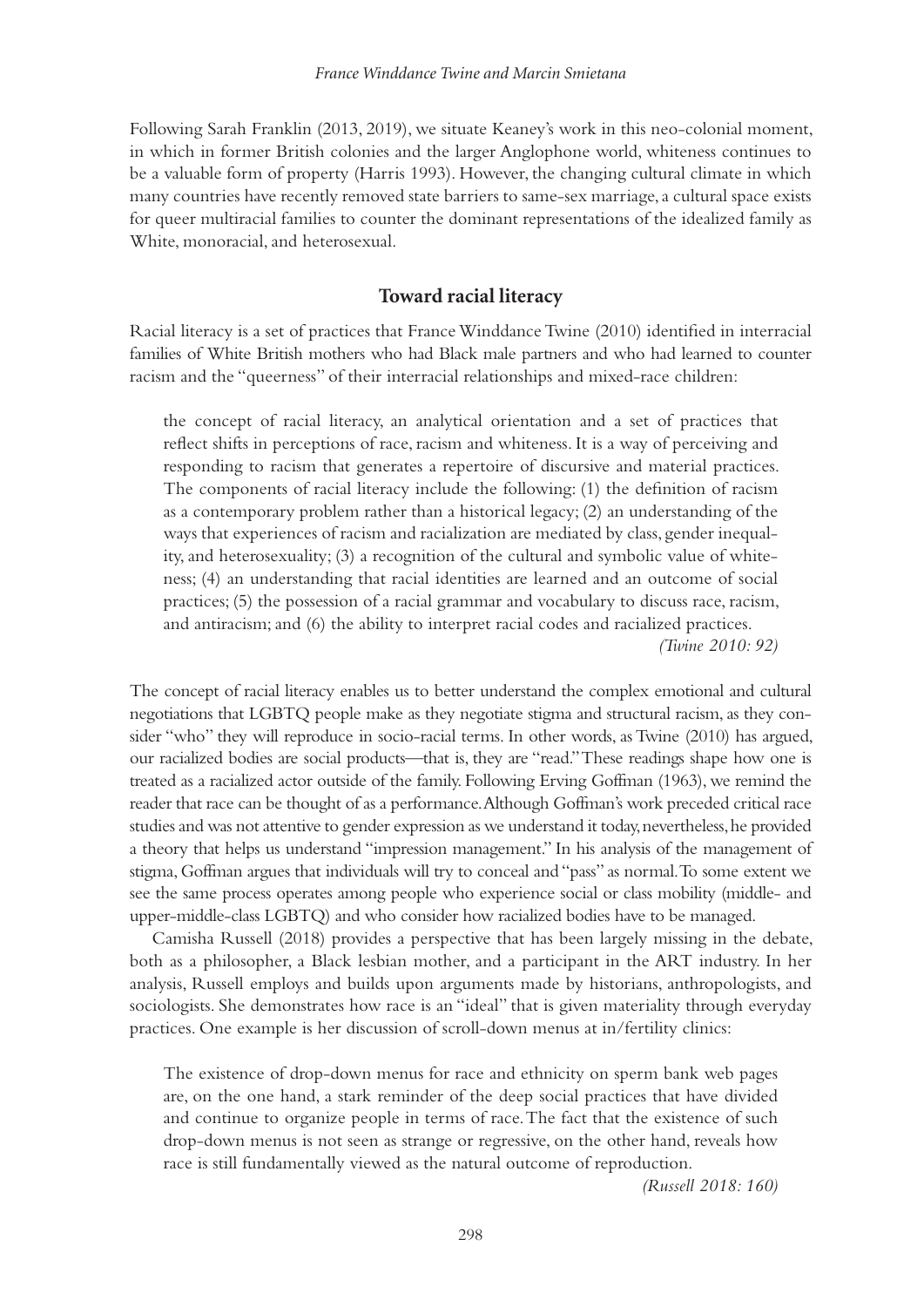Following Sarah Franklin (2013, 2019), we situate Keaney's work in this neo-colonial moment, in which in former British colonies and the larger Anglophone world, whiteness continues to be a valuable form of property (Harris 1993). However, the changing cultural climate in which many countries have recently removed state barriers to same-sex marriage, a cultural space exists for queer multiracial families to counter the dominant representations of the idealized family as White, monoracial, and heterosexual.

## Toward racial literacy

Racial literacy is a set of practices that France Winddance Twine (2010) identified in interracial families of White British mothers who had Black male partners and who had learned to counter racism and the "queerness" of their interracial relationships and mixed-race children:

> the concept of racial literacy, an analytical orientation and a set of practices that reflect shifts in perceptions of race, racism and whiteness. It is a way of perceiving and responding to racism that generates a repertoire of discursive and material practices. The components of racial literacy include the following: (1) the definition of racism as a contemporary problem rather than a historical legacy; (2) an understanding of the ways that experiences of racism and racialization are mediated by class, gender inequality, and heterosexuality; (3) a recognition of the cultural and symbolic value of whiteness; (4) an understanding that racial identities are learned and an outcome of social practices; (5) the possession of a racial grammar and vocabulary to discuss race, racism, and antiracism; and (6) the ability to interpret racial codes and racialized practices.
>
> *(Twine 2010: 92)*

The concept of racial literacy enables us to better understand the complex emotional and cultural negotiations that LGBTQ people make as they negotiate stigma and structural racism, as they consider "who" they will reproduce in socio-racial terms. In other words, as Twine (2010) has argued, our racialized bodies are social products—that is, they are "read." These readings shape how one is treated as a racialized actor outside of the family. Following Erving Goffman (1963), we remind the reader that race can be thought of as a performance. Although Goffman's work preceded critical race studies and was not attentive to gender expression as we understand it today, nevertheless, he provided a theory that helps us understand "impression management." In his analysis of the management of stigma, Goffman argues that individuals will try to conceal and "pass" as normal. To some extent we see the same process operates among people who experience social or class mobility (middle- and upper-middle-class LGBTQ) and who consider how racialized bodies have to be managed.

Camisha Russell (2018) provides a perspective that has been largely missing in the debate, both as a philosopher, a Black lesbian mother, and a participant in the ART industry. In her analysis, Russell employs and builds upon arguments made by historians, anthropologists, and sociologists. She demonstrates how race is an "ideal" that is given materiality through everyday practices. One example is her discussion of scroll-down menus at in/fertility clinics:

> The existence of drop-down menus for race and ethnicity on sperm bank web pages are, on the one hand, a stark reminder of the deep social practices that have divided and continue to organize people in terms of race. The fact that the existence of such drop-down menus is not seen as strange or regressive, on the other hand, reveals how race is still fundamentally viewed as the natural outcome of reproduction.
>
> *(Russell 2018: 160)*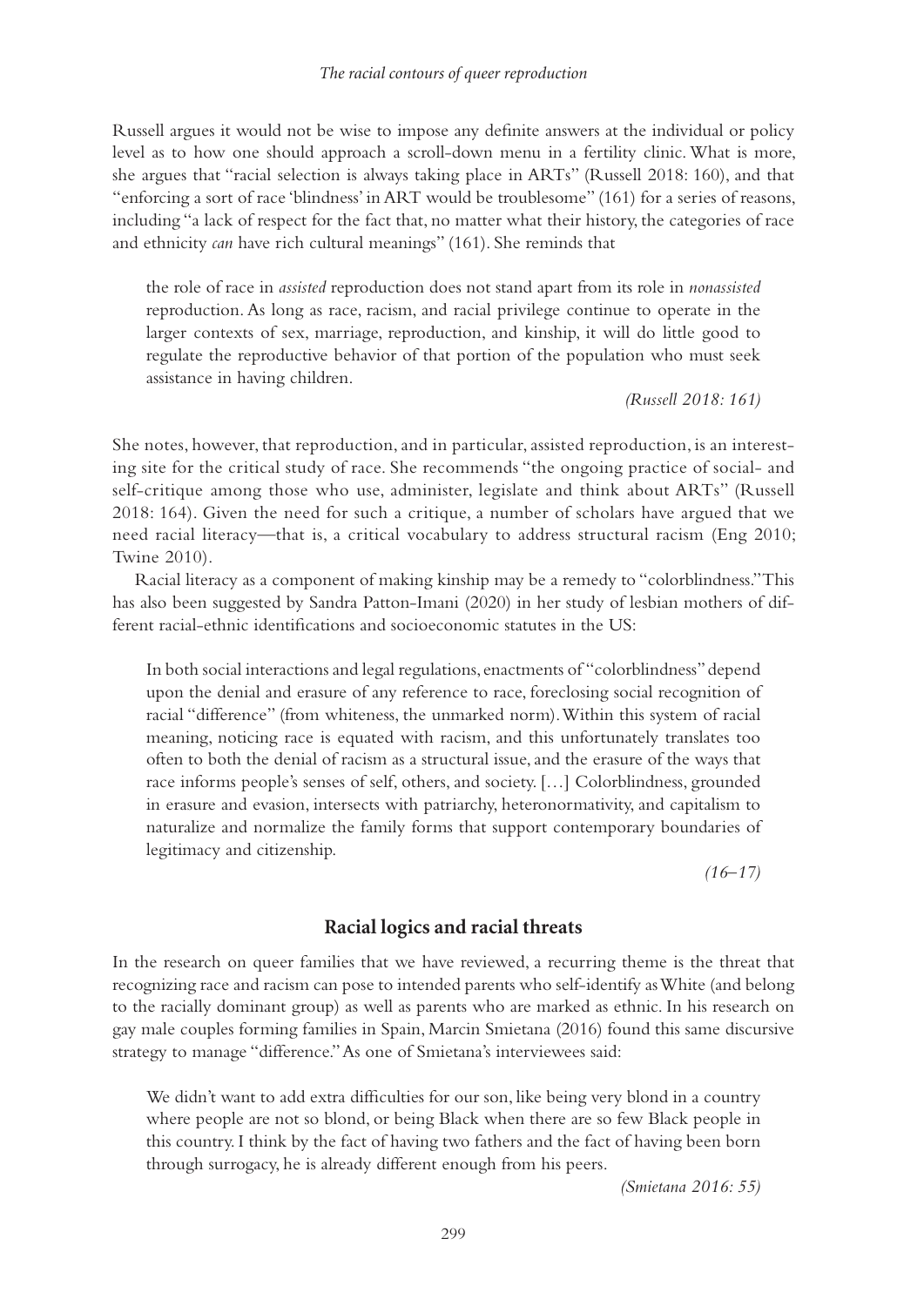Russell argues it would not be wise to impose any definite answers at the individual or policy level as to how one should approach a scroll-down menu in a fertility clinic. What is more, she argues that "racial selection is always taking place in ARTs" (Russell 2018: 160), and that "enforcing a sort of race 'blindness' in ART would be troublesome" (161) for a series of reasons, including "a lack of respect for the fact that, no matter what their history, the categories of race and ethnicity *can* have rich cultural meanings" (161). She reminds that

> the role of race in *assisted* reproduction does not stand apart from its role in *nonassisted* reproduction. As long as race, racism, and racial privilege continue to operate in the larger contexts of sex, marriage, reproduction, and kinship, it will do little good to regulate the reproductive behavior of that portion of the population who must seek assistance in having children.
>
> *(Russell 2018: 161)*

She notes, however, that reproduction, and in particular, assisted reproduction, is an interesting site for the critical study of race. She recommends "the ongoing practice of social- and self-critique among those who use, administer, legislate and think about ARTs" (Russell 2018: 164). Given the need for such a critique, a number of scholars have argued that we need racial literacy—that is, a critical vocabulary to address structural racism (Eng 2010; Twine 2010).

Racial literacy as a component of making kinship may be a remedy to "colorblindness." This has also been suggested by Sandra Patton-Imani (2020) in her study of lesbian mothers of different racial-ethnic identifications and socioeconomic statutes in the US:

> In both social interactions and legal regulations, enactments of "colorblindness" depend upon the denial and erasure of any reference to race, foreclosing social recognition of racial "difference" (from whiteness, the unmarked norm). Within this system of racial meaning, noticing race is equated with racism, and this unfortunately translates too often to both the denial of racism as a structural issue, and the erasure of the ways that race informs people's senses of self, others, and society. […] Colorblindness, grounded in erasure and evasion, intersects with patriarchy, heteronormativity, and capitalism to naturalize and normalize the family forms that support contemporary boundaries of legitimacy and citizenship.
>
> *(16–17)*

## Racial logics and racial threats

In the research on queer families that we have reviewed, a recurring theme is the threat that recognizing race and racism can pose to intended parents who self-identify as White (and belong to the racially dominant group) as well as parents who are marked as ethnic. In his research on gay male couples forming families in Spain, Marcin Smietana (2016) found this same discursive strategy to manage "difference." As one of Smietana's interviewees said:

> We didn't want to add extra difficulties for our son, like being very blond in a country where people are not so blond, or being Black when there are so few Black people in this country. I think by the fact of having two fathers and the fact of having been born through surrogacy, he is already different enough from his peers.
>
> *(Smietana 2016: 55)*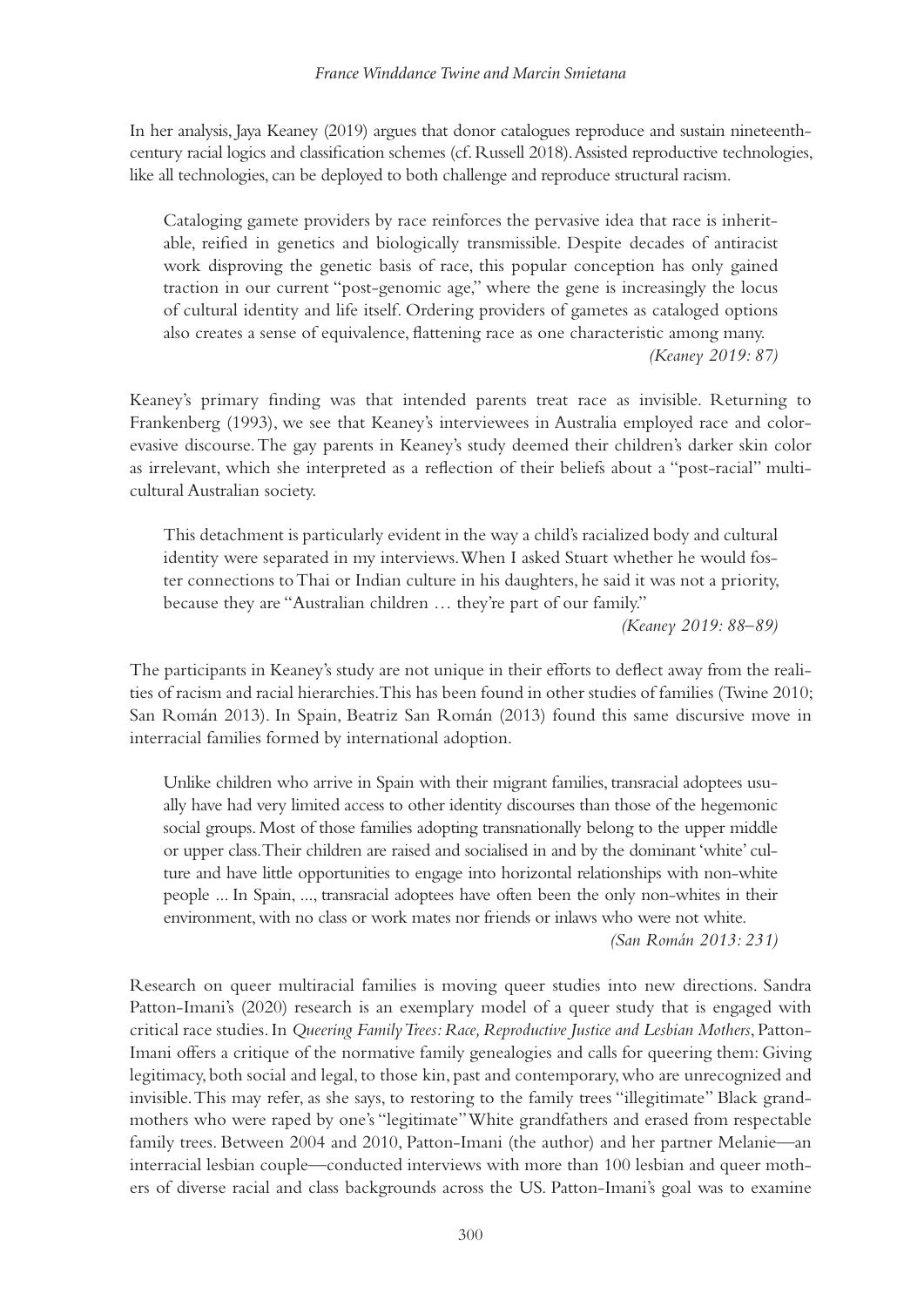In her analysis, Jaya Keaney (2019) argues that donor catalogues reproduce and sustain nineteenth-century racial logics and classification schemes (cf. Russell 2018). Assisted reproductive technologies, like all technologies, can be deployed to both challenge and reproduce structural racism.

> Cataloging gamete providers by race reinforces the pervasive idea that race is inheritable, reified in genetics and biologically transmissible. Despite decades of antiracist work disproving the genetic basis of race, this popular conception has only gained traction in our current "post-genomic age," where the gene is increasingly the locus of cultural identity and life itself. Ordering providers of gametes as cataloged options also creates a sense of equivalence, flattening race as one characteristic among many.
>
> *(Keaney 2019: 87)*

Keaney's primary finding was that intended parents treat race as invisible. Returning to Frankenberg (1993), we see that Keaney's interviewees in Australia employed race and color-evasive discourse. The gay parents in Keaney's study deemed their children's darker skin color as irrelevant, which she interpreted as a reflection of their beliefs about a "post-racial" multicultural Australian society.

> This detachment is particularly evident in the way a child's racialized body and cultural identity were separated in my interviews. When I asked Stuart whether he would foster connections to Thai or Indian culture in his daughters, he said it was not a priority, because they are "Australian children … they're part of our family."
>
> *(Keaney 2019: 88–89)*

The participants in Keaney's study are not unique in their efforts to deflect away from the realities of racism and racial hierarchies. This has been found in other studies of families (Twine 2010; San Román 2013). In Spain, Beatriz San Román (2013) found this same discursive move in interracial families formed by international adoption.

> Unlike children who arrive in Spain with their migrant families, transracial adoptees usually have had very limited access to other identity discourses than those of the hegemonic social groups. Most of those families adopting transnationally belong to the upper middle or upper class. Their children are raised and socialised in and by the dominant 'white' culture and have little opportunities to engage into horizontal relationships with non-white people ... In Spain, ..., transracial adoptees have often been the only non-whites in their environment, with no class or work mates nor friends or inlaws who were not white.
>
> *(San Román 2013: 231)*

Research on queer multiracial families is moving queer studies into new directions. Sandra Patton-Imani's (2020) research is an exemplary model of a queer study that is engaged with critical race studies. In *Queering Family Trees: Race, Reproductive Justice and Lesbian Mothers*, Patton-Imani offers a critique of the normative family genealogies and calls for queering them: Giving legitimacy, both social and legal, to those kin, past and contemporary, who are unrecognized and invisible. This may refer, as she says, to restoring to the family trees "illegitimate" Black grandmothers who were raped by one's "legitimate" White grandfathers and erased from respectable family trees. Between 2004 and 2010, Patton-Imani (the author) and her partner Melanie—an interracial lesbian couple—conducted interviews with more than 100 lesbian and queer mothers of diverse racial and class backgrounds across the US. Patton-Imani's goal was to examine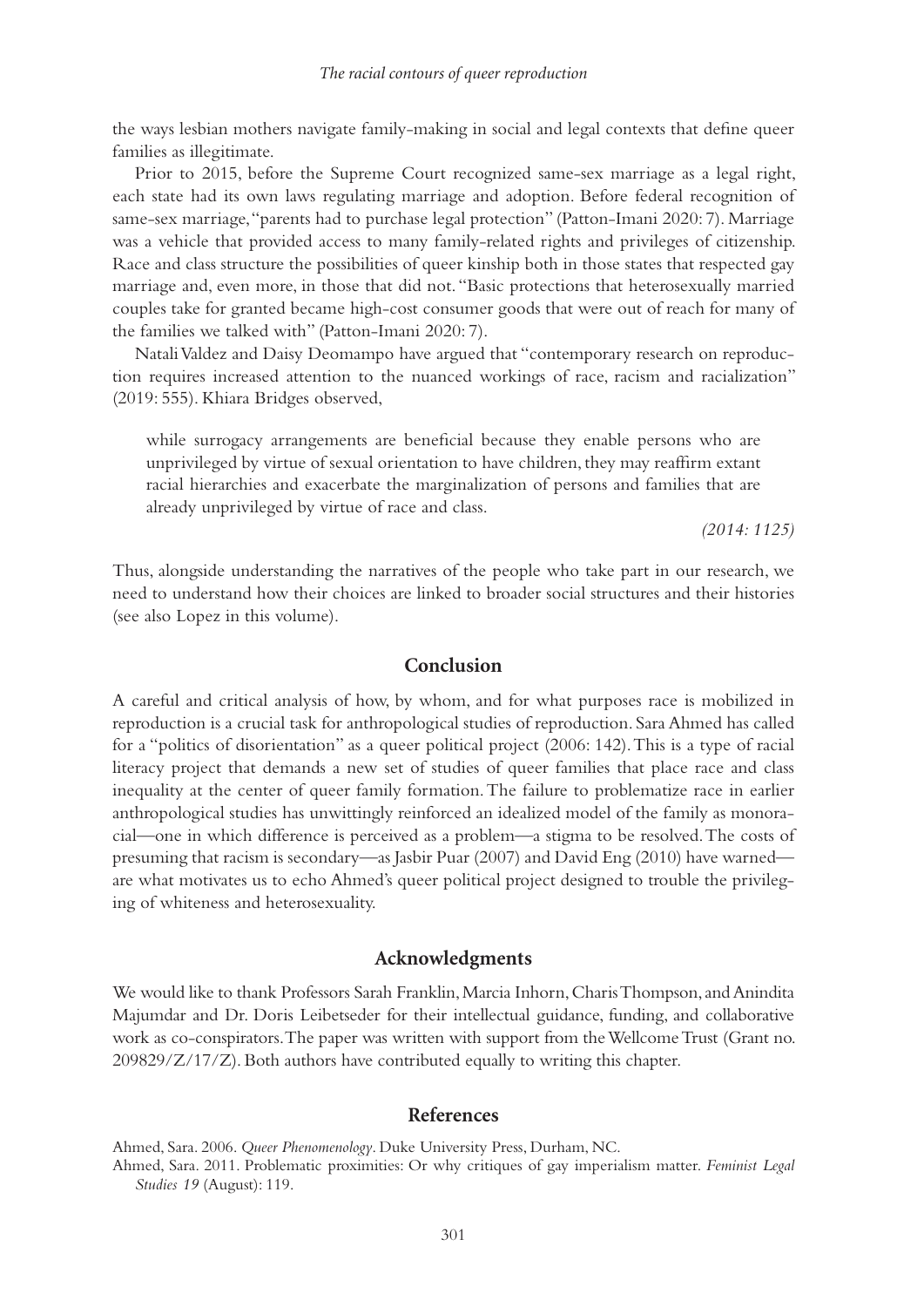the ways lesbian mothers navigate family-making in social and legal contexts that define queer families as illegitimate.

Prior to 2015, before the Supreme Court recognized same-sex marriage as a legal right, each state had its own laws regulating marriage and adoption. Before federal recognition of same-sex marriage, "parents had to purchase legal protection" (Patton-Imani 2020: 7). Marriage was a vehicle that provided access to many family-related rights and privileges of citizenship. Race and class structure the possibilities of queer kinship both in those states that respected gay marriage and, even more, in those that did not. "Basic protections that heterosexually married couples take for granted became high-cost consumer goods that were out of reach for many of the families we talked with" (Patton-Imani 2020: 7).

Natali Valdez and Daisy Deomampo have argued that "contemporary research on reproduction requires increased attention to the nuanced workings of race, racism and racialization" (2019: 555). Khiara Bridges observed,

> while surrogacy arrangements are beneficial because they enable persons who are unprivileged by virtue of sexual orientation to have children, they may reaffirm extant racial hierarchies and exacerbate the marginalization of persons and families that are already unprivileged by virtue of race and class.
>
> *(2014: 1125)*

Thus, alongside understanding the narratives of the people who take part in our research, we need to understand how their choices are linked to broader social structures and their histories (see also Lopez in this volume).

## Conclusion

A careful and critical analysis of how, by whom, and for what purposes race is mobilized in reproduction is a crucial task for anthropological studies of reproduction. Sara Ahmed has called for a "politics of disorientation" as a queer political project (2006: 142). This is a type of racial literacy project that demands a new set of studies of queer families that place race and class inequality at the center of queer family formation. The failure to problematize race in earlier anthropological studies has unwittingly reinforced an idealized model of the family as monoracial—one in which difference is perceived as a problem—a stigma to be resolved. The costs of presuming that racism is secondary—as Jasbir Puar (2007) and David Eng (2010) have warned—are what motivates us to echo Ahmed's queer political project designed to trouble the privileging of whiteness and heterosexuality.

## Acknowledgments

We would like to thank Professors Sarah Franklin, Marcia Inhorn, Charis Thompson, and Anindita Majumdar and Dr. Doris Leibetseder for their intellectual guidance, funding, and collaborative work as co-conspirators. The paper was written with support from the Wellcome Trust (Grant no. 209829/Z/17/Z). Both authors have contributed equally to writing this chapter.

## References

Ahmed, Sara. 2006. *Queer Phenomenology*. Duke University Press, Durham, NC.

Ahmed, Sara. 2011. Problematic proximities: Or why critiques of gay imperialism matter. *Feminist Legal Studies 19* (August): 119.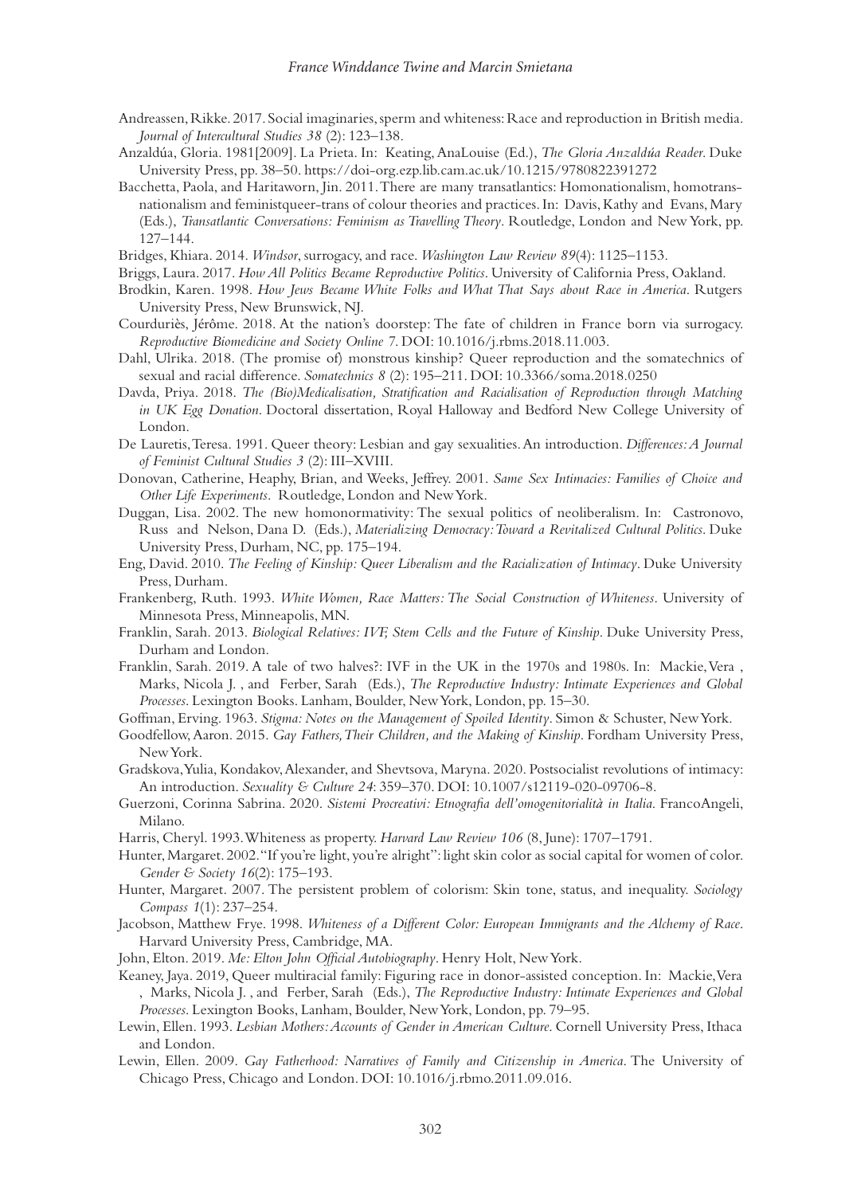Andreassen, Rikke. 2017. Social imaginaries, sperm and whiteness: Race and reproduction in British media. *Journal of Intercultural Studies 38* (2): 123–138.

Anzaldúa, Gloria. 1981[2009]. La Prieta. In: Keating, AnaLouise (Ed.), *The Gloria Anzaldúa Reader*. Duke University Press, pp. 38–50. https://doi-org.ezp.lib.cam.ac.uk/10.1215/9780822391272

Bacchetta, Paola, and Haritaworn, Jin. 2011. There are many transatlantics: Homonationalism, homotransnationalism and feministqueer-trans of colour theories and practices. In: Davis, Kathy and Evans, Mary (Eds.), *Transatlantic Conversations: Feminism as Travelling Theory*. Routledge, London and New York, pp. 127–144.

Bridges, Khiara. 2014. *Windsor*, surrogacy, and race. *Washington Law Review 89*(4): 1125–1153.

Briggs, Laura. 2017. *How All Politics Became Reproductive Politics*. University of California Press, Oakland.

Brodkin, Karen. 1998. *How Jews Became White Folks and What That Says about Race in America*. Rutgers University Press, New Brunswick, NJ.

Courduriès, Jérôme. 2018. At the nation's doorstep: The fate of children in France born via surrogacy. *Reproductive Biomedicine and Society Online 7*. DOI: 10.1016/j.rbms.2018.11.003.

Dahl, Ulrika. 2018. (The promise of) monstrous kinship? Queer reproduction and the somatechnics of sexual and racial difference. *Somatechnics 8* (2): 195–211. DOI: 10.3366/soma.2018.0250

Davda, Priya. 2018. *The (Bio)Medicalisation, Stratification and Racialisation of Reproduction through Matching in UK Egg Donation*. Doctoral dissertation, Royal Halloway and Bedford New College University of London.

De Lauretis, Teresa. 1991. Queer theory: Lesbian and gay sexualities. An introduction. *Differences: A Journal of Feminist Cultural Studies 3* (2): III–XVIII.

Donovan, Catherine, Heaphy, Brian, and Weeks, Jeffrey. 2001. *Same Sex Intimacies: Families of Choice and Other Life Experiments*. Routledge, London and New York.

Duggan, Lisa. 2002. The new homonormativity: The sexual politics of neoliberalism. In: Castronovo, Russ and Nelson, Dana D. (Eds.), *Materializing Democracy: Toward a Revitalized Cultural Politics*. Duke University Press, Durham, NC, pp. 175–194.

Eng, David. 2010. *The Feeling of Kinship: Queer Liberalism and the Racialization of Intimacy*. Duke University Press, Durham.

Frankenberg, Ruth. 1993. *White Women, Race Matters: The Social Construction of Whiteness*. University of Minnesota Press, Minneapolis, MN.

Franklin, Sarah. 2013. *Biological Relatives: IVF, Stem Cells and the Future of Kinship*. Duke University Press, Durham and London.

Franklin, Sarah. 2019. A tale of two halves?: IVF in the UK in the 1970s and 1980s. In: Mackie, Vera , Marks, Nicola J. , and Ferber, Sarah (Eds.), *The Reproductive Industry: Intimate Experiences and Global Processes*. Lexington Books. Lanham, Boulder, New York, London, pp. 15–30.

Goffman, Erving. 1963. *Stigma: Notes on the Management of Spoiled Identity*. Simon & Schuster, New York.

Goodfellow, Aaron. 2015. *Gay Fathers, Their Children, and the Making of Kinship*. Fordham University Press, New York.

Gradskova, Yulia, Kondakov, Alexander, and Shevtsova, Maryna. 2020. Postsocialist revolutions of intimacy: An introduction. *Sexuality & Culture 24*: 359–370. DOI: 10.1007/s12119-020-09706-8.

Guerzoni, Corinna Sabrina. 2020. *Sistemi Procreativi: Etnografia dell'omogenitorialità in Italia*. FrancoAngeli, Milano.

Harris, Cheryl. 1993. Whiteness as property. *Harvard Law Review 106* (8, June): 1707–1791.

Hunter, Margaret. 2002. "If you're light, you're alright": light skin color as social capital for women of color. *Gender & Society 16*(2): 175–193.

Hunter, Margaret. 2007. The persistent problem of colorism: Skin tone, status, and inequality. *Sociology Compass 1*(1): 237–254.

Jacobson, Matthew Frye. 1998. *Whiteness of a Different Color: European Immigrants and the Alchemy of Race*. Harvard University Press, Cambridge, MA.

John, Elton. 2019. *Me: Elton John Official Autobiography*. Henry Holt, New York.

Keaney, Jaya. 2019, Queer multiracial family: Figuring race in donor-assisted conception. In: Mackie, Vera , Marks, Nicola J. , and Ferber, Sarah (Eds.), *The Reproductive Industry: Intimate Experiences and Global Processes*. Lexington Books, Lanham, Boulder, New York, London, pp. 79–95.

Lewin, Ellen. 1993. *Lesbian Mothers: Accounts of Gender in American Culture*. Cornell University Press, Ithaca and London.

Lewin, Ellen. 2009. *Gay Fatherhood: Narratives of Family and Citizenship in America*. The University of Chicago Press, Chicago and London. DOI: 10.1016/j.rbmo.2011.09.016.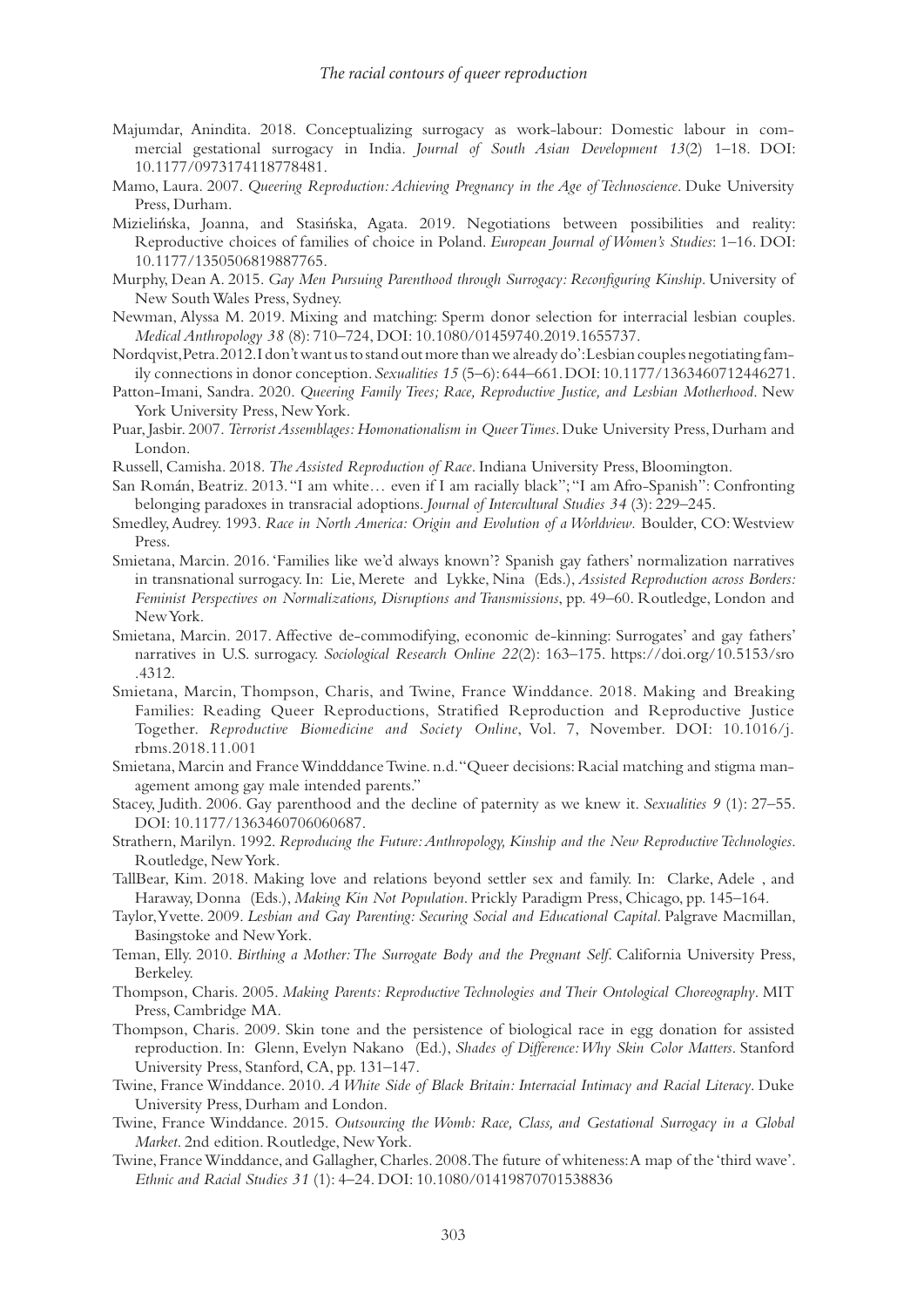Majumdar, Anindita. 2018. Conceptualizing surrogacy as work-labour: Domestic labour in commercial gestational surrogacy in India. *Journal of South Asian Development 13*(2) 1–18. DOI: 10.1177/0973174118778481.

Mamo, Laura. 2007. *Queering Reproduction: Achieving Pregnancy in the Age of Technoscience*. Duke University Press, Durham.

Mizielińska, Joanna, and Stasińska, Agata. 2019. Negotiations between possibilities and reality: Reproductive choices of families of choice in Poland. *European Journal of Women's Studies*: 1–16. DOI: 10.1177/1350506819887765.

Murphy, Dean A. 2015. *Gay Men Pursuing Parenthood through Surrogacy: Reconfiguring Kinship*. University of New South Wales Press, Sydney.

Newman, Alyssa M. 2019. Mixing and matching: Sperm donor selection for interracial lesbian couples. *Medical Anthropology 38* (8): 710–724, DOI: 10.1080/01459740.2019.1655737.

Nordqvist, Petra. 2012. I don't want us to stand out more than we already do': Lesbian couples negotiating family connections in donor conception. *Sexualities 15* (5–6): 644–661. DOI: 10.1177/1363460712446271.

Patton-Imani, Sandra. 2020. *Queering Family Trees; Race, Reproductive Justice, and Lesbian Motherhood*. New York University Press, New York.

Puar, Jasbir. 2007. *Terrorist Assemblages: Homonationalism in Queer Times*. Duke University Press, Durham and London.

Russell, Camisha. 2018. *The Assisted Reproduction of Race*. Indiana University Press, Bloomington.

San Román, Beatriz. 2013. "I am white… even if I am racially black"; "I am Afro-Spanish": Confronting belonging paradoxes in transracial adoptions. *Journal of Intercultural Studies 34* (3): 229–245.

Smedley, Audrey. 1993. *Race in North America: Origin and Evolution of a Worldview.* Boulder, CO: Westview Press.

Smietana, Marcin. 2016. 'Families like we'd always known'? Spanish gay fathers' normalization narratives in transnational surrogacy. In: Lie, Merete and Lykke, Nina (Eds.), *Assisted Reproduction across Borders: Feminist Perspectives on Normalizations, Disruptions and Transmissions*, pp. 49–60. Routledge, London and New York.

Smietana, Marcin. 2017. Affective de-commodifying, economic de-kinning: Surrogates' and gay fathers' narratives in U.S. surrogacy. *Sociological Research Online 22*(2): 163–175. https://doi.org/10.5153/sro.4312.

Smietana, Marcin, Thompson, Charis, and Twine, France Winddance. 2018. Making and Breaking Families: Reading Queer Reproductions, Stratified Reproduction and Reproductive Justice Together. *Reproductive Biomedicine and Society Online*, Vol. 7, November. DOI: 10.1016/j.rbms.2018.11.001

Smietana, Marcin and France Windddance Twine. n.d. "Queer decisions: Racial matching and stigma management among gay male intended parents."

Stacey, Judith. 2006. Gay parenthood and the decline of paternity as we knew it. *Sexualities 9* (1): 27–55. DOI: 10.1177/1363460706060687.

Strathern, Marilyn. 1992. *Reproducing the Future: Anthropology, Kinship and the New Reproductive Technologies*. Routledge, New York.

TallBear, Kim. 2018. Making love and relations beyond settler sex and family. In: Clarke, Adele , and Haraway, Donna (Eds.), *Making Kin Not Population*. Prickly Paradigm Press, Chicago, pp. 145–164.

Taylor, Yvette. 2009. *Lesbian and Gay Parenting: Securing Social and Educational Capital*. Palgrave Macmillan, Basingstoke and New York.

Teman, Elly. 2010. *Birthing a Mother: The Surrogate Body and the Pregnant Self*. California University Press, Berkeley.

Thompson, Charis. 2005. *Making Parents: Reproductive Technologies and Their Ontological Choreography*. MIT Press, Cambridge MA.

Thompson, Charis. 2009. Skin tone and the persistence of biological race in egg donation for assisted reproduction. In: Glenn, Evelyn Nakano (Ed.), *Shades of Difference: Why Skin Color Matters*. Stanford University Press, Stanford, CA, pp. 131–147.

Twine, France Winddance. 2010. *A White Side of Black Britain: Interracial Intimacy and Racial Literacy*. Duke University Press, Durham and London.

Twine, France Winddance. 2015. *Outsourcing the Womb: Race, Class, and Gestational Surrogacy in a Global Market*. 2nd edition. Routledge, New York.

Twine, France Winddance, and Gallagher, Charles. 2008. The future of whiteness: A map of the 'third wave'. *Ethnic and Racial Studies 31* (1): 4–24. DOI: 10.1080/01419870701538836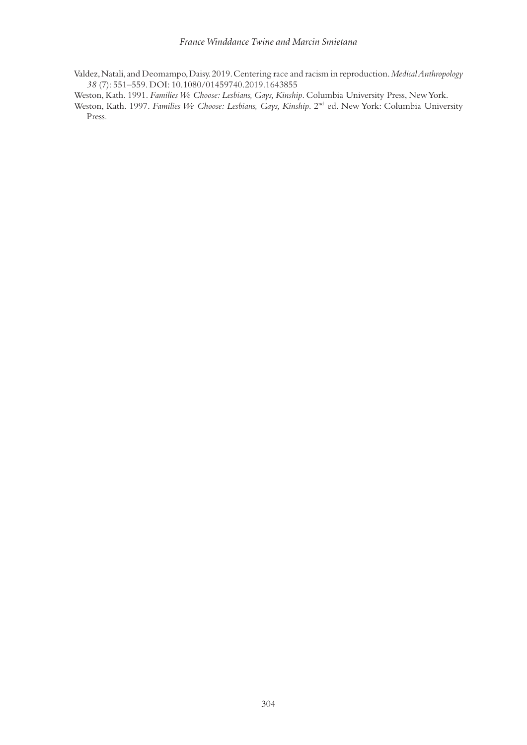Valdez, Natali, and Deomampo, Daisy. 2019. Centering race and racism in reproduction. *Medical Anthropology 38* (7): 551–559. DOI: 10.1080/01459740.2019.1643855

Weston, Kath. 1991. *Families We Choose: Lesbians, Gays, Kinship*. Columbia University Press, New York.

Weston, Kath. 1997. *Families We Choose: Lesbians, Gays, Kinship*. 2nd ed. New York: Columbia University Press.